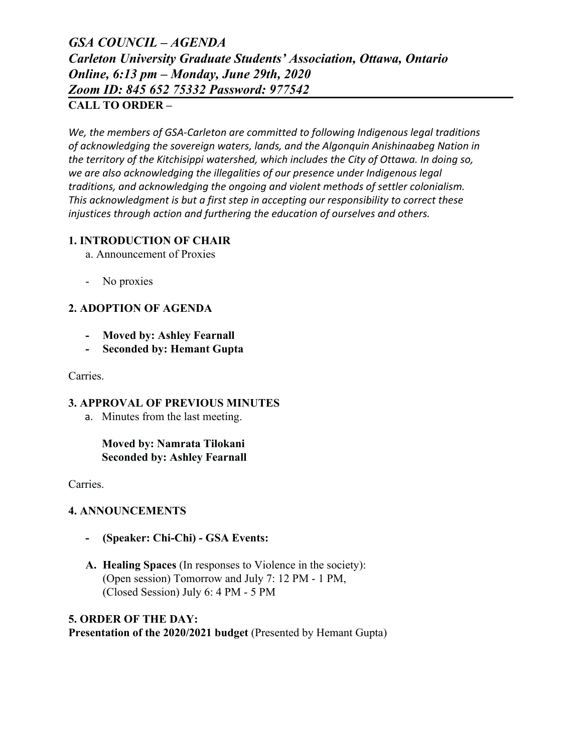# *GSA COUNCIL – AGENDA*
## *Carleton University Graduate Students' Association, Ottawa, Ontario*
## *Online, 6:13 pm – Monday, June 29th, 2020*
## *Zoom ID: 845 652 75332 Password: 977542*

**CALL TO ORDER –**

*We, the members of GSA-Carleton are committed to following Indigenous legal traditions of acknowledging the sovereign waters, lands, and the Algonquin Anishinaabeg Nation in the territory of the Kitchisippi watershed, which includes the City of Ottawa. In doing so, we are also acknowledging the illegalities of our presence under Indigenous legal traditions, and acknowledging the ongoing and violent methods of settler colonialism. This acknowledgment is but a first step in accepting our responsibility to correct these injustices through action and furthering the education of ourselves and others.*

### 1. INTRODUCTION OF CHAIR

a. Announcement of Proxies

- No proxies

### 2. ADOPTION OF AGENDA

- **Moved by: Ashley Fearnall**
- **Seconded by: Hemant Gupta**

Carries.

### 3. APPROVAL OF PREVIOUS MINUTES

a. Minutes from the last meeting.

**Moved by: Namrata Tilokani**
**Seconded by: Ashley Fearnall**

Carries.

### 4. ANNOUNCEMENTS

- **(Speaker: Chi-Chi) - GSA Events:**

**A. Healing Spaces** (In responses to Violence in the society):
(Open session) Tomorrow and July 7: 12 PM - 1 PM,
(Closed Session) July 6: 4 PM - 5 PM

### 5. ORDER OF THE DAY:

**Presentation of the 2020/2021 budget** (Presented by Hemant Gupta)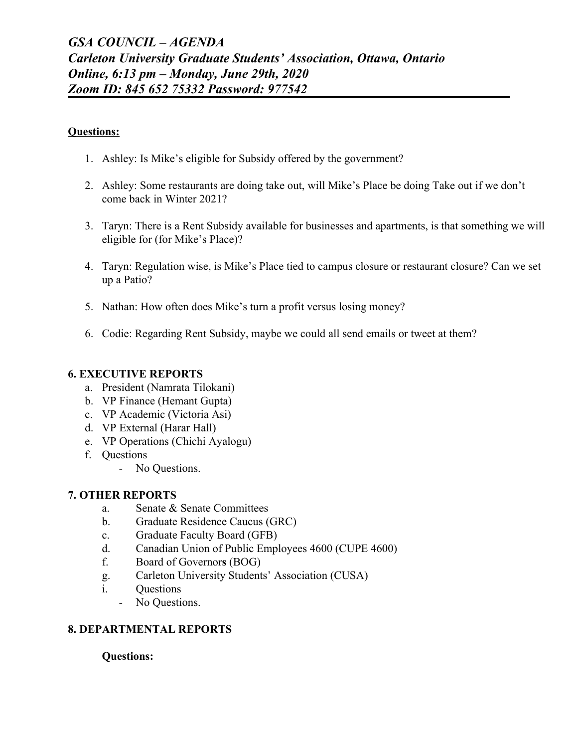***GSA COUNCIL – AGENDA***
***Carleton University Graduate Students' Association, Ottawa, Ontario***
***Online, 6:13 pm – Monday, June 29th, 2020***
***Zoom ID: 845 652 75332 Password: 977542***

**Questions:**

1. Ashley: Is Mike's eligible for Subsidy offered by the government?

2. Ashley: Some restaurants are doing take out, will Mike's Place be doing Take out if we don't come back in Winter 2021?

3. Taryn: There is a Rent Subsidy available for businesses and apartments, is that something we will eligible for (for Mike's Place)?

4. Taryn: Regulation wise, is Mike's Place tied to campus closure or restaurant closure? Can we set up a Patio?

5. Nathan: How often does Mike's turn a profit versus losing money?

6. Codie: Regarding Rent Subsidy, maybe we could all send emails or tweet at them?

**6. EXECUTIVE REPORTS**

a. President (Namrata Tilokani)
b. VP Finance (Hemant Gupta)
c. VP Academic (Victoria Asi)
d. VP External (Harar Hall)
e. VP Operations (Chichi Ayalogu)
f. Questions
   - No Questions.

**7. OTHER REPORTS**

a. Senate & Senate Committees
b. Graduate Residence Caucus (GRC)
c. Graduate Faculty Board (GFB)
d. Canadian Union of Public Employees 4600 (CUPE 4600)
f. Board of Governors (BOG)
g. Carleton University Students' Association (CUSA)
i. Questions
   - No Questions.

**8. DEPARTMENTAL REPORTS**

**Questions:**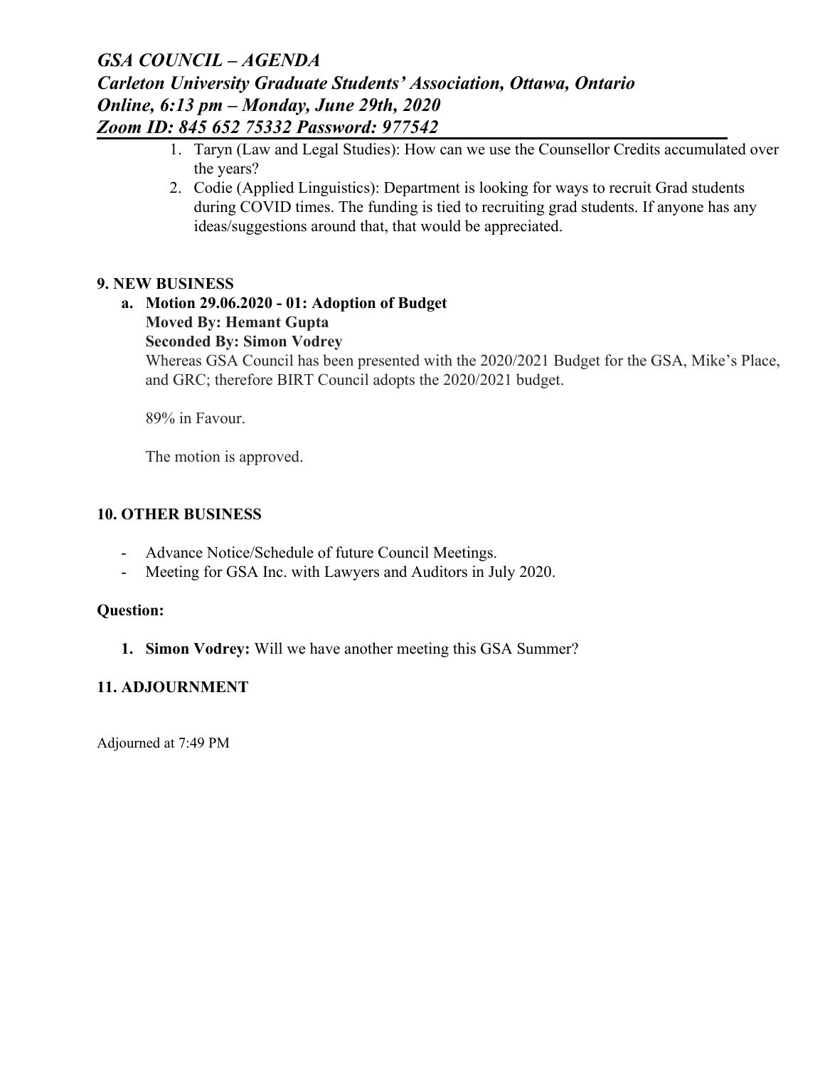1. Taryn (Law and Legal Studies): How can we use the Counsellor Credits accumulated over the years?
2. Codie (Applied Linguistics): Department is looking for ways to recruit Grad students during COVID times. The funding is tied to recruiting grad students. If anyone has any ideas/suggestions around that, that would be appreciated.

**9. NEW BUSINESS**

a. **Motion 29.06.2020 - 01: Adoption of Budget**
   **Moved By: Hemant Gupta**
   **Seconded By: Simon Vodrey**
   Whereas GSA Council has been presented with the 2020/2021 Budget for the GSA, Mike's Place, and GRC; therefore BIRT Council adopts the 2020/2021 budget.

   89% in Favour.

   The motion is approved.

**10. OTHER BUSINESS**

- Advance Notice/Schedule of future Council Meetings.
- Meeting for GSA Inc. with Lawyers and Auditors in July 2020.

**Question:**

1. **Simon Vodrey:** Will we have another meeting this GSA Summer?

**11. ADJOURNMENT**

Adjourned at 7:49 PM